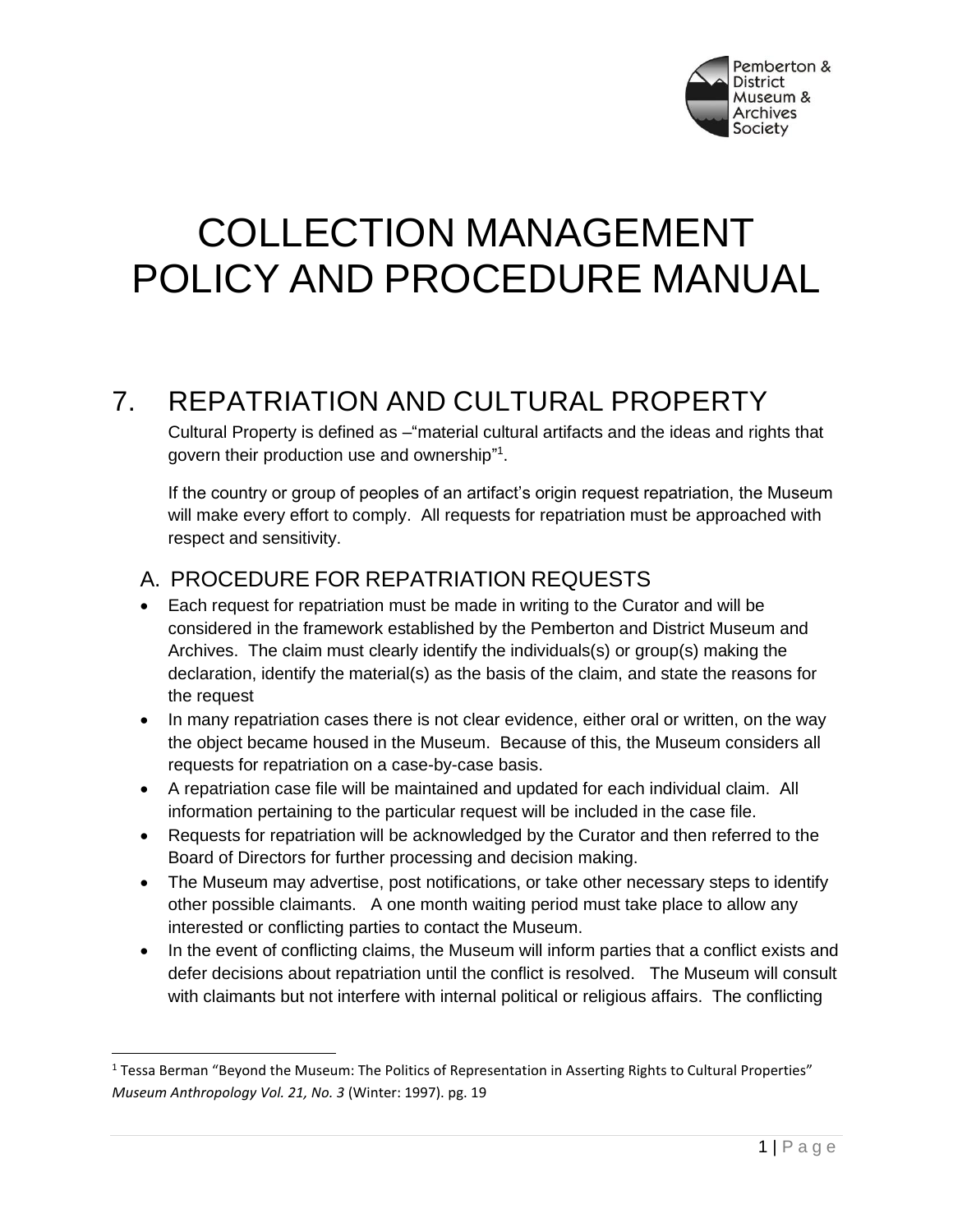Pemberton & District Museum & Archives Society

# COLLECTION MANAGEMENT POLICY AND PROCEDURE MANUAL

## 7. REPATRIATION AND CULTURAL PROPERTY

Cultural Property is defined as –"material cultural artifacts and the ideas and rights that govern their production use and ownership"[1].

If the country or group of peoples of an artifact's origin request repatriation, the Museum will make every effort to comply. All requests for repatriation must be approached with respect and sensitivity.

### A. PROCEDURE FOR REPATRIATION REQUESTS

- Each request for repatriation must be made in writing to the Curator and will be considered in the framework established by the Pemberton and District Museum and Archives. The claim must clearly identify the individuals(s) or group(s) making the declaration, identify the material(s) as the basis of the claim, and state the reasons for the request
- In many repatriation cases there is not clear evidence, either oral or written, on the way the object became housed in the Museum. Because of this, the Museum considers all requests for repatriation on a case-by-case basis.
- A repatriation case file will be maintained and updated for each individual claim. All information pertaining to the particular request will be included in the case file.
- Requests for repatriation will be acknowledged by the Curator and then referred to the Board of Directors for further processing and decision making.
- The Museum may advertise, post notifications, or take other necessary steps to identify other possible claimants. A one month waiting period must take place to allow any interested or conflicting parties to contact the Museum.
- In the event of conflicting claims, the Museum will inform parties that a conflict exists and defer decisions about repatriation until the conflict is resolved. The Museum will consult with claimants but not interfere with internal political or religious affairs. The conflicting

[1] Tessa Berman "Beyond the Museum: The Politics of Representation in Asserting Rights to Cultural Properties" *Museum Anthropology Vol. 21, No. 3* (Winter: 1997). pg. 19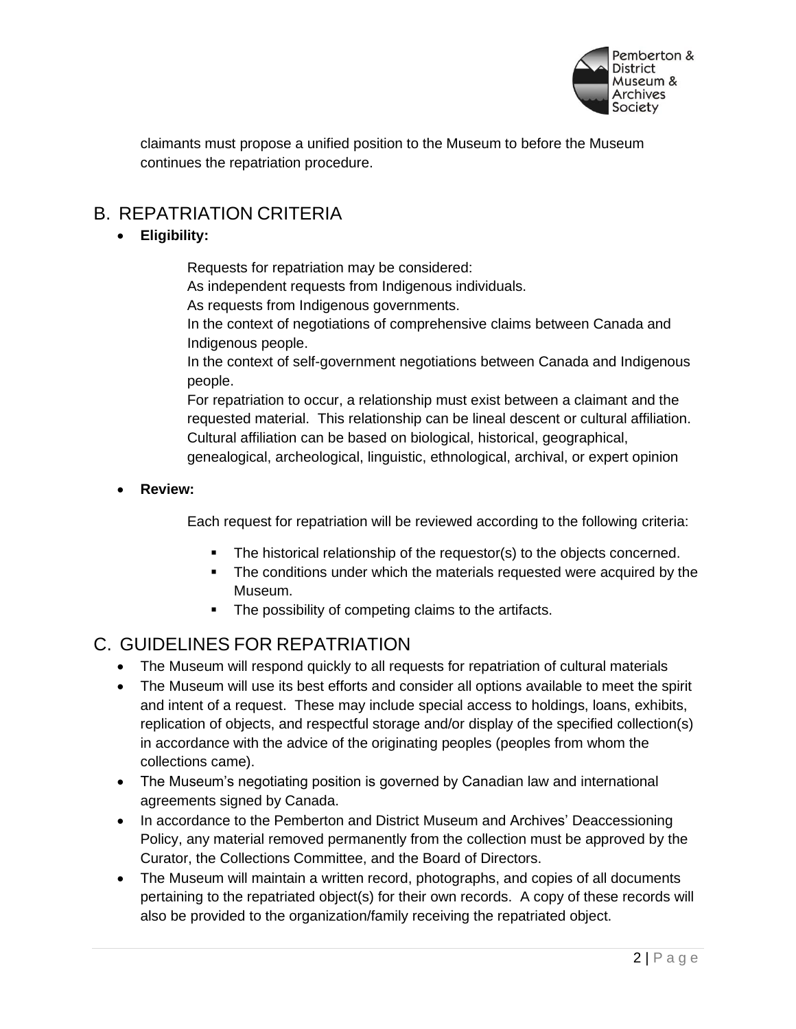claimants must propose a unified position to the Museum to before the Museum continues the repatriation procedure.

## B. REPATRIATION CRITERIA

- **Eligibility:**

  Requests for repatriation may be considered:
  As independent requests from Indigenous individuals.
  As requests from Indigenous governments.
  In the context of negotiations of comprehensive claims between Canada and Indigenous people.
  In the context of self-government negotiations between Canada and Indigenous people.
  For repatriation to occur, a relationship must exist between a claimant and the requested material. This relationship can be lineal descent or cultural affiliation. Cultural affiliation can be based on biological, historical, geographical, genealogical, archeological, linguistic, ethnological, archival, or expert opinion

- **Review:**

  Each request for repatriation will be reviewed according to the following criteria:

  - The historical relationship of the requestor(s) to the objects concerned.
  - The conditions under which the materials requested were acquired by the Museum.
  - The possibility of competing claims to the artifacts.

## C. GUIDELINES FOR REPATRIATION

- The Museum will respond quickly to all requests for repatriation of cultural materials
- The Museum will use its best efforts and consider all options available to meet the spirit and intent of a request. These may include special access to holdings, loans, exhibits, replication of objects, and respectful storage and/or display of the specified collection(s) in accordance with the advice of the originating peoples (peoples from whom the collections came).
- The Museum's negotiating position is governed by Canadian law and international agreements signed by Canada.
- In accordance to the Pemberton and District Museum and Archives' Deaccessioning Policy, any material removed permanently from the collection must be approved by the Curator, the Collections Committee, and the Board of Directors.
- The Museum will maintain a written record, photographs, and copies of all documents pertaining to the repatriated object(s) for their own records. A copy of these records will also be provided to the organization/family receiving the repatriated object.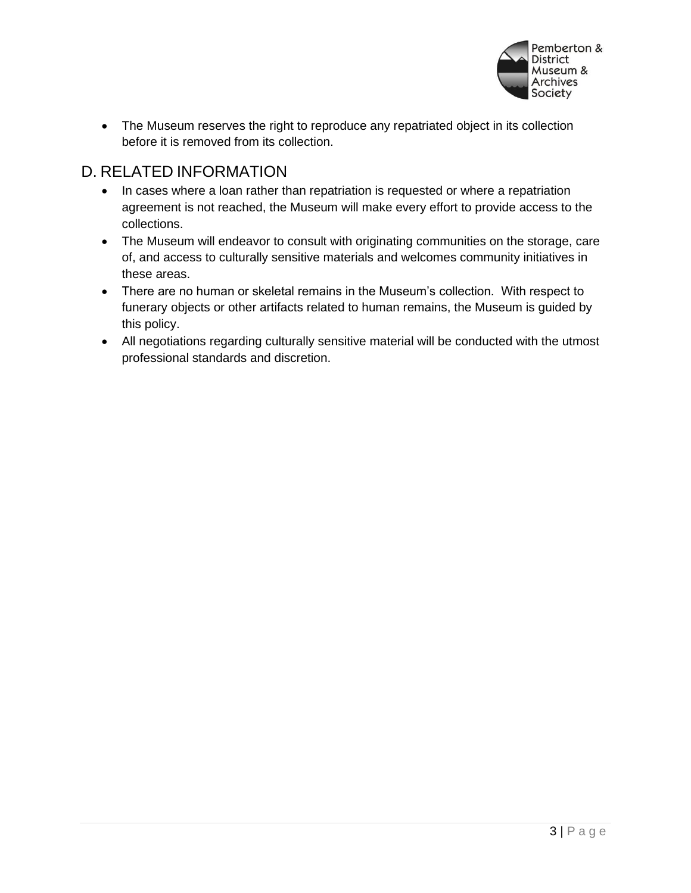- The Museum reserves the right to reproduce any repatriated object in its collection before it is removed from its collection.

## D. RELATED INFORMATION

- In cases where a loan rather than repatriation is requested or where a repatriation agreement is not reached, the Museum will make every effort to provide access to the collections.
- The Museum will endeavor to consult with originating communities on the storage, care of, and access to culturally sensitive materials and welcomes community initiatives in these areas.
- There are no human or skeletal remains in the Museum's collection. With respect to funerary objects or other artifacts related to human remains, the Museum is guided by this policy.
- All negotiations regarding culturally sensitive material will be conducted with the utmost professional standards and discretion.